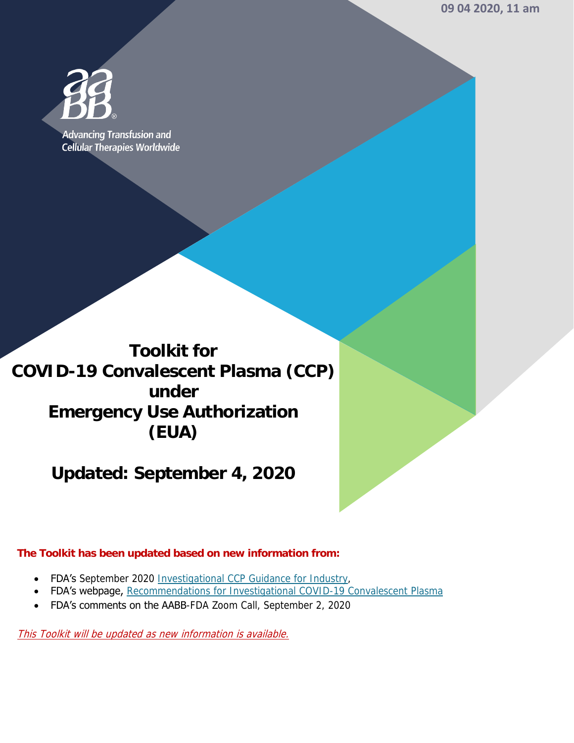09 04 2020, 11 am

Advancing Transfusion and Cellular Therapies Worldwide

# Toolkit for COVID-19 Convalescent Plasma (CCP) under Emergency Use Authorization (EUA)

## Updated: September 4, 2020

**The Toolkit has been updated based on new information from:**

- FDA's September 2020 Investigational CCP Guidance for Industry,
- FDA's webpage, Recommendations for Investigational COVID-19 Convalescent Plasma
- FDA's comments on the AABB-FDA Zoom Call, September 2, 2020

*This Toolkit will be updated as new information is available.*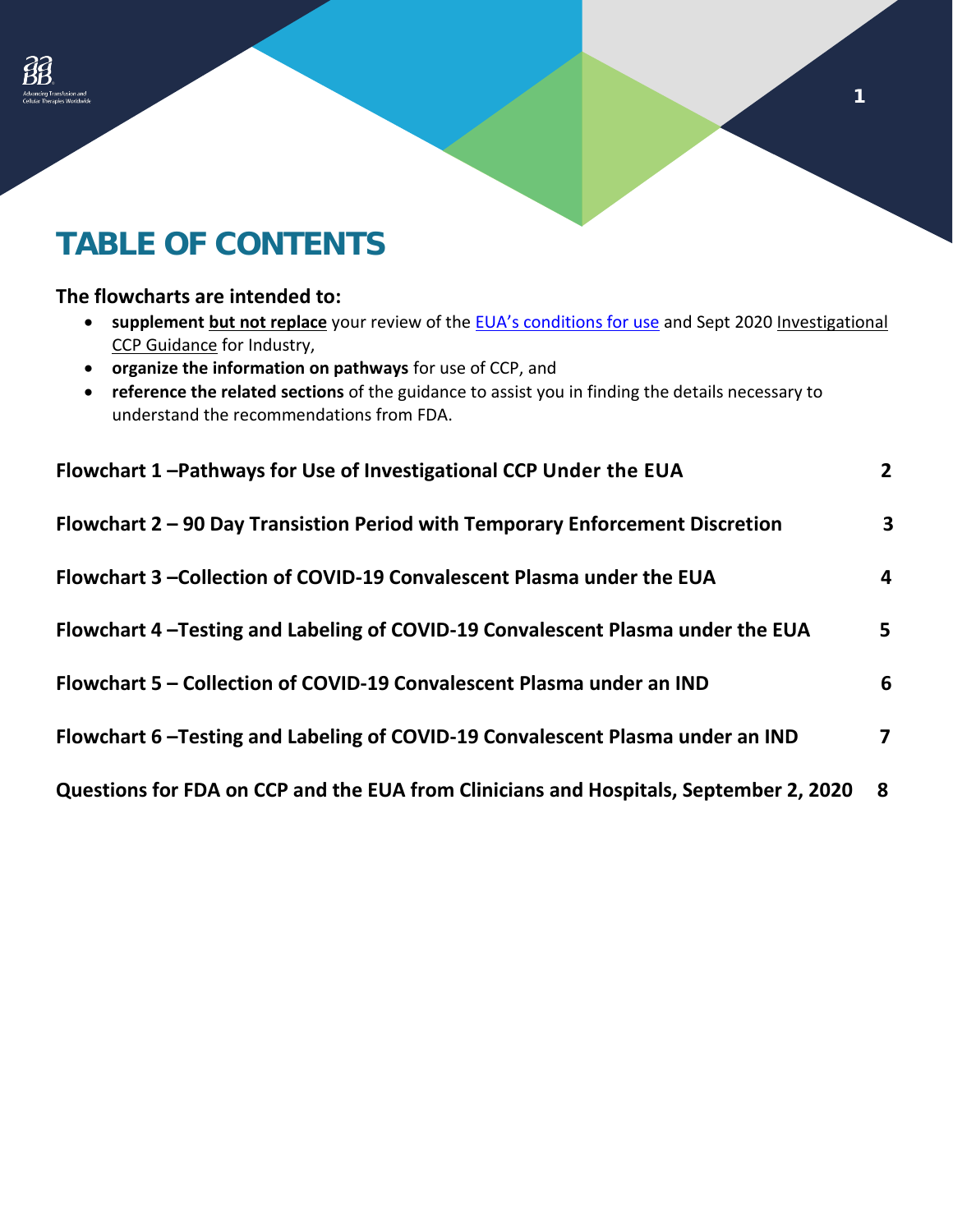# TABLE OF CONTENTS

**The flowcharts are intended to:**

- **supplement <u>but not replace</u>** your review of the EUA's conditions for use and Sept 2020 Investigational CCP Guidance for Industry,
- **organize the information on pathways** for use of CCP, and
- **reference the related sections** of the guidance to assist you in finding the details necessary to understand the recommendations from FDA.

| | |
|---|---|
| **Flowchart 1 –Pathways for Use of Investigational CCP Under the EUA** | **2** |
| **Flowchart 2 – 90 Day Transistion Period with Temporary Enforcement Discretion** | **3** |
| **Flowchart 3 –Collection of COVID-19 Convalescent Plasma under the EUA** | **4** |
| **Flowchart 4 –Testing and Labeling of COVID-19 Convalescent Plasma under the EUA** | **5** |
| **Flowchart 5 – Collection of COVID-19 Convalescent Plasma under an IND** | **6** |
| **Flowchart 6 –Testing and Labeling of COVID-19 Convalescent Plasma under an IND** | **7** |
| **Questions for FDA on CCP and the EUA from Clinicians and Hospitals, September 2, 2020** | **8** |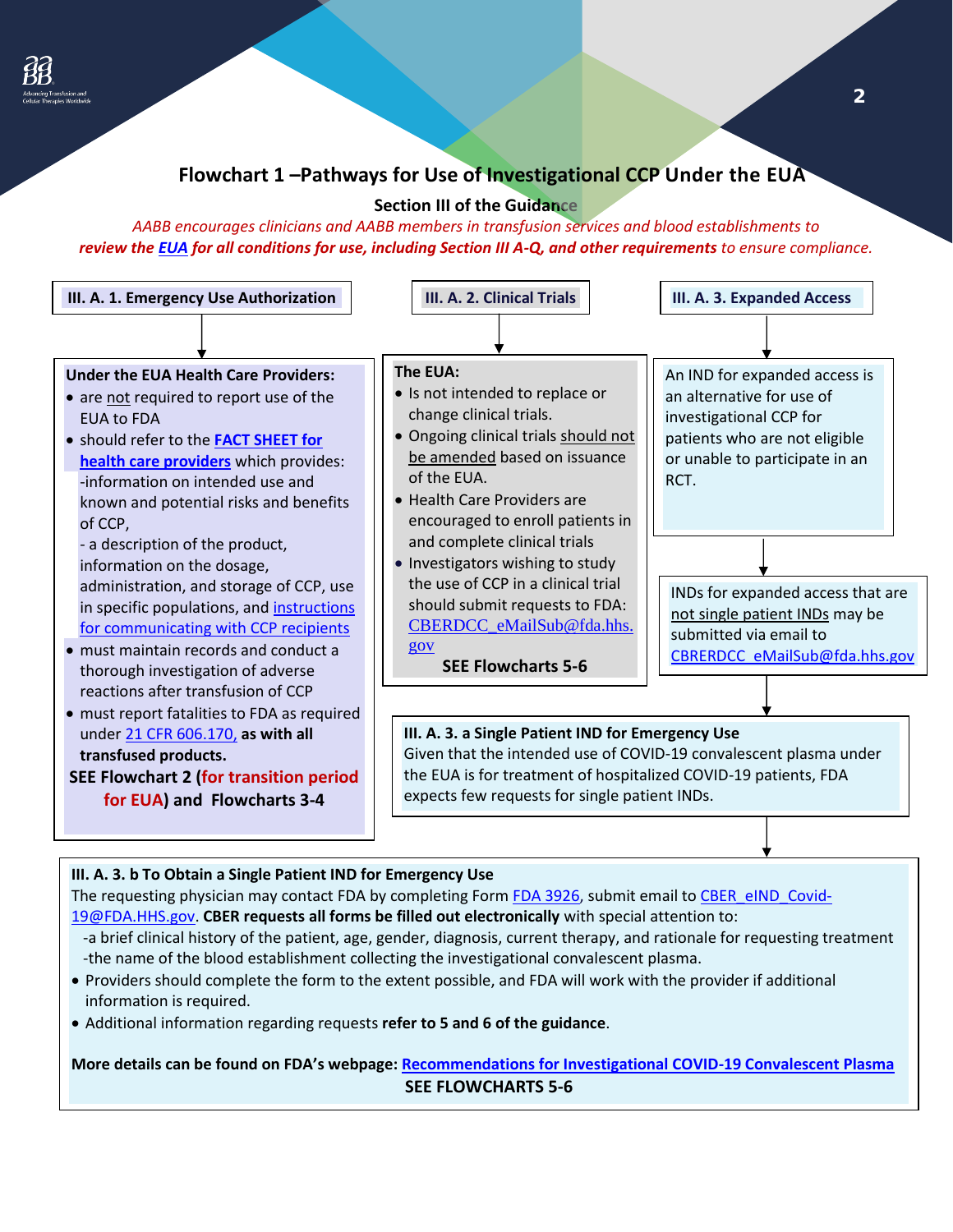# Flowchart 1 –Pathways for Use of Investigational CCP Under the EUA

**Section III of the Guidance**

*AABB encourages clinicians and AABB members in transfusion services and blood establishments to* ***review the EUA for all conditions for use, including Section III A-Q, and other requirements*** *to ensure compliance.*

## III. A. 1. Emergency Use Authorization

**Under the EUA Health Care Providers:**

- are not required to report use of the EUA to FDA
- should refer to the **FACT SHEET for health care providers** which provides:
  - -information on intended use and known and potential risks and benefits of CCP,
  - - a description of the product, information on the dosage, administration, and storage of CCP, use in specific populations, and instructions for communicating with CCP recipients
- must maintain records and conduct a thorough investigation of adverse reactions after transfusion of CCP
- must report fatalities to FDA as required under 21 CFR 606.170, **as with all transfused products.**

**SEE Flowchart 2 (for transition period for EUA) and Flowcharts 3-4**

## III. A. 2. Clinical Trials

**The EUA:**

- Is not intended to replace or change clinical trials.
- Ongoing clinical trials should not be amended based on issuance of the EUA.
- Health Care Providers are encouraged to enroll patients in and complete clinical trials
- Investigators wishing to study the use of CCP in a clinical trial should submit requests to FDA: CBERDCC_eMailSub@fda.hhs.gov

**SEE Flowcharts 5-6**

## III. A. 3. Expanded Access

An IND for expanded access is an alternative for use of investigational CCP for patients who are not eligible or unable to participate in an RCT.

INDs for expanded access that are not single patient INDs may be submitted via email to CBRERDCC_eMailSub@fda.hhs.gov

### III. A. 3. a Single Patient IND for Emergency Use

Given that the intended use of COVID-19 convalescent plasma under the EUA is for treatment of hospitalized COVID-19 patients, FDA expects few requests for single patient INDs.

### III. A. 3. b To Obtain a Single Patient IND for Emergency Use

The requesting physician may contact FDA by completing Form FDA 3926, submit email to CBER_eIND_Covid-19@FDA.HHS.gov. **CBER requests all forms be filled out electronically** with special attention to:

- -a brief clinical history of the patient, age, gender, diagnosis, current therapy, and rationale for requesting treatment
- -the name of the blood establishment collecting the investigational convalescent plasma.

- Providers should complete the form to the extent possible, and FDA will work with the provider if additional information is required.
- Additional information regarding requests **refer to 5 and 6 of the guidance**.

**More details can be found on FDA's webpage: Recommendations for Investigational COVID-19 Convalescent Plasma**

**SEE FLOWCHARTS 5-6**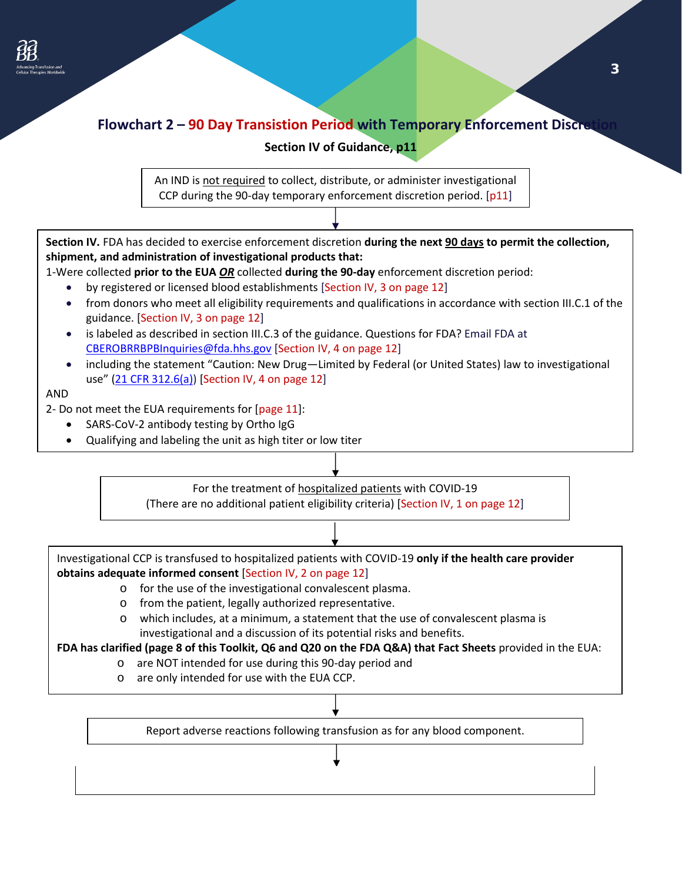## Flowchart 2 – 90 Day Transistion Period with Temporary Enforcement Discretion

**Section IV of Guidance, p11**

An IND is not required to collect, distribute, or administer investigational CCP during the 90-day temporary enforcement discretion period. [p11]

↓

**Section IV.** FDA has decided to exercise enforcement discretion **during the next 90 days to permit the collection, shipment, and administration of investigational products that:**

1-Were collected **prior to the EUA *OR*** collected **during the 90-day** enforcement discretion period:

- by registered or licensed blood establishments [Section IV, 3 on page 12]
- from donors who meet all eligibility requirements and qualifications in accordance with section III.C.1 of the guidance. [Section IV, 3 on page 12]
- is labeled as described in section III.C.3 of the guidance. Questions for FDA? Email FDA at CBEROBRRBPBInquiries@fda.hhs.gov [Section IV, 4 on page 12]
- including the statement "Caution: New Drug—Limited by Federal (or United States) law to investigational use" (21 CFR 312.6(a)) [Section IV, 4 on page 12]

AND

2- Do not meet the EUA requirements for [page 11]:

- SARS-CoV-2 antibody testing by Ortho IgG
- Qualifying and labeling the unit as high titer or low titer

↓

For the treatment of hospitalized patients with COVID-19
(There are no additional patient eligibility criteria) [Section IV, 1 on page 12]

↓

Investigational CCP is transfused to hospitalized patients with COVID-19 **only if the health care provider obtains adequate informed consent** [Section IV, 2 on page 12]

- for the use of the investigational convalescent plasma.
- from the patient, legally authorized representative.
- which includes, at a minimum, a statement that the use of convalescent plasma is investigational and a discussion of its potential risks and benefits.

**FDA has clarified (page 8 of this Toolkit, Q6 and Q20 on the FDA Q&A) that Fact Sheets** provided in the EUA:

- are NOT intended for use during this 90-day period and
- are only intended for use with the EUA CCP.

↓

Report adverse reactions following transfusion as for any blood component.

↓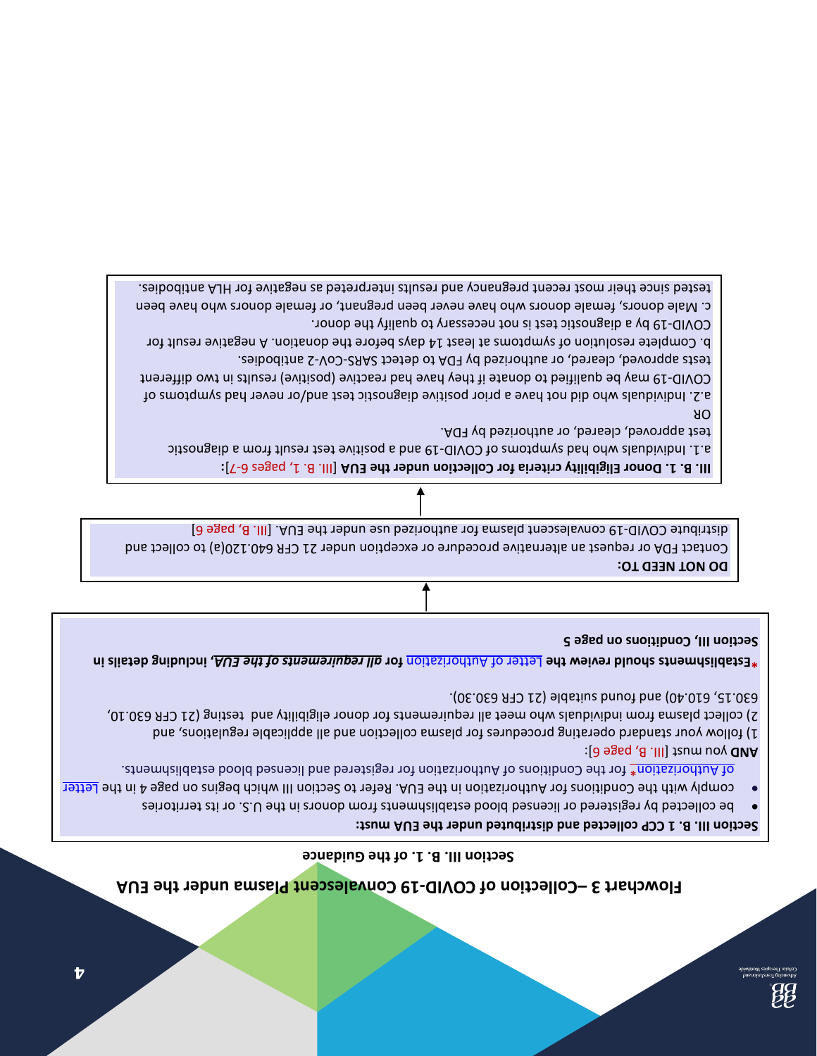# Flowchart 3 –Collection of COVID-19 Convalescent Plasma under the EUA

## Section III. B. 1. of the Guidance

**Section III. B. 1 CCP collected and distributed under the EUA must:**

- be collected by registered or licensed blood establishments from donors in the U.S. or its territories
- comply with the Conditions for Authorization in the EUA. Refer to Section III which begins on page 4 in the Letter of Authorization* for the Conditions of Authorization for registered and licensed blood establishments.

**AND** you must [III. B, page 6]:

1) follow your standard operating procedures for plasma collection and all applicable regulations, and
2) collect plasma from individuals who meet all requirements for donor eligibility and testing (21 CFR 630.10, 630.15, 610.40) and found suitable (21 CFR 630.30).

***Establishments should review the** Letter of Authorization **for *all requirements of the EUA*, including details in Section III, Conditions on page 5**

↓

**DO NOT NEED TO:**
Contact FDA or request an alternative procedure or exception under 21 CFR 640.120(a) to collect and distribute COVID-19 convalescent plasma for authorized use under the EUA. [III. B, page 6]

↓

**III. B. 1. Donor Eligibility criteria for Collection under the EUA** [III. B. 1, pages 6-7]:

a.1. Individuals who had symptoms of COVID-19 and a positive test result from a diagnostic test approved, cleared, or authorized by FDA.

OR

a.2. Individuals who did not have a prior positive diagnostic test and/or never had symptoms of COVID-19 may be qualified to donate if they have had reactive (positive) results in two different tests approved, cleared, or authorized by FDA to detect SARS-CoV-2 antibodies.

b. Complete resolution of symptoms at least 14 days before the donation. A negative result for COVID-19 by a diagnostic test is not necessary to qualify the donor.

c. Male donors, female donors who have never been pregnant, or female donors who have been tested since their most recent pregnancy and results interpreted as negative for HLA antibodies.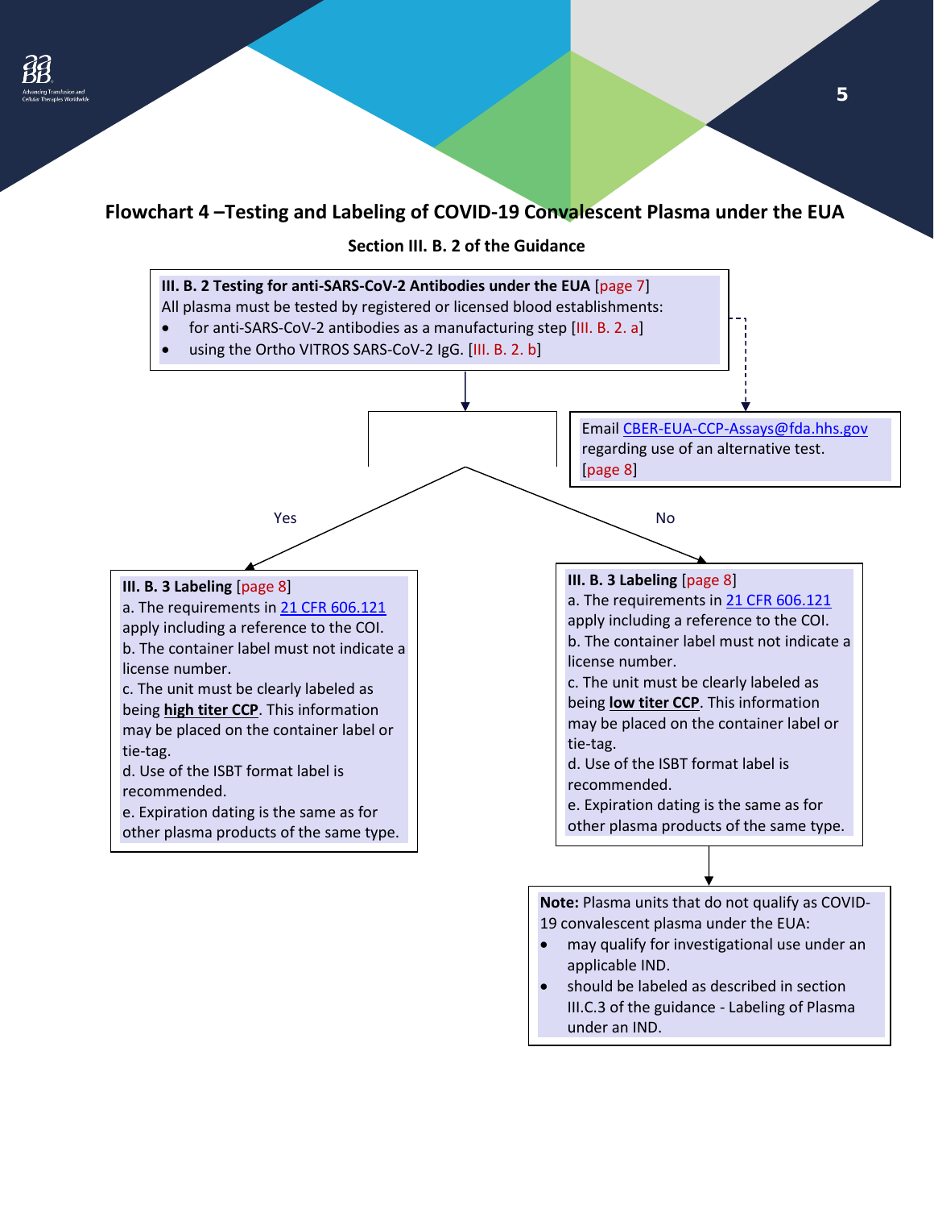## Flowchart 4 –Testing and Labeling of COVID-19 Convalescent Plasma under the EUA

### Section III. B. 2 of the Guidance

**III. B. 2 Testing for anti-SARS-CoV-2 Antibodies under the EUA** [page 7]
All plasma must be tested by registered or licensed blood establishments:

- for anti-SARS-CoV-2 antibodies as a manufacturing step [III. B. 2. a]
- using the Ortho VITROS SARS-CoV-2 IgG. [III. B. 2. b]

Email CBER-EUA-CCP-Assays@fda.hhs.gov regarding use of an alternative test. [page 8]

**Yes**

**III. B. 3 Labeling** [page 8]
a. The requirements in 21 CFR 606.121 apply including a reference to the COI.
b. The container label must not indicate a license number.
c. The unit must be clearly labeled as being **high titer CCP**. This information may be placed on the container label or tie-tag.
d. Use of the ISBT format label is recommended.
e. Expiration dating is the same as for other plasma products of the same type.

**No**

**III. B. 3 Labeling** [page 8]
a. The requirements in 21 CFR 606.121 apply including a reference to the COI.
b. The container label must not indicate a license number.
c. The unit must be clearly labeled as being **low titer CCP**. This information may be placed on the container label or tie-tag.
d. Use of the ISBT format label is recommended.
e. Expiration dating is the same as for other plasma products of the same type.

**Note:** Plasma units that do not qualify as COVID-19 convalescent plasma under the EUA:

- may qualify for investigational use under an applicable IND.
- should be labeled as described in section III.C.3 of the guidance - Labeling of Plasma under an IND.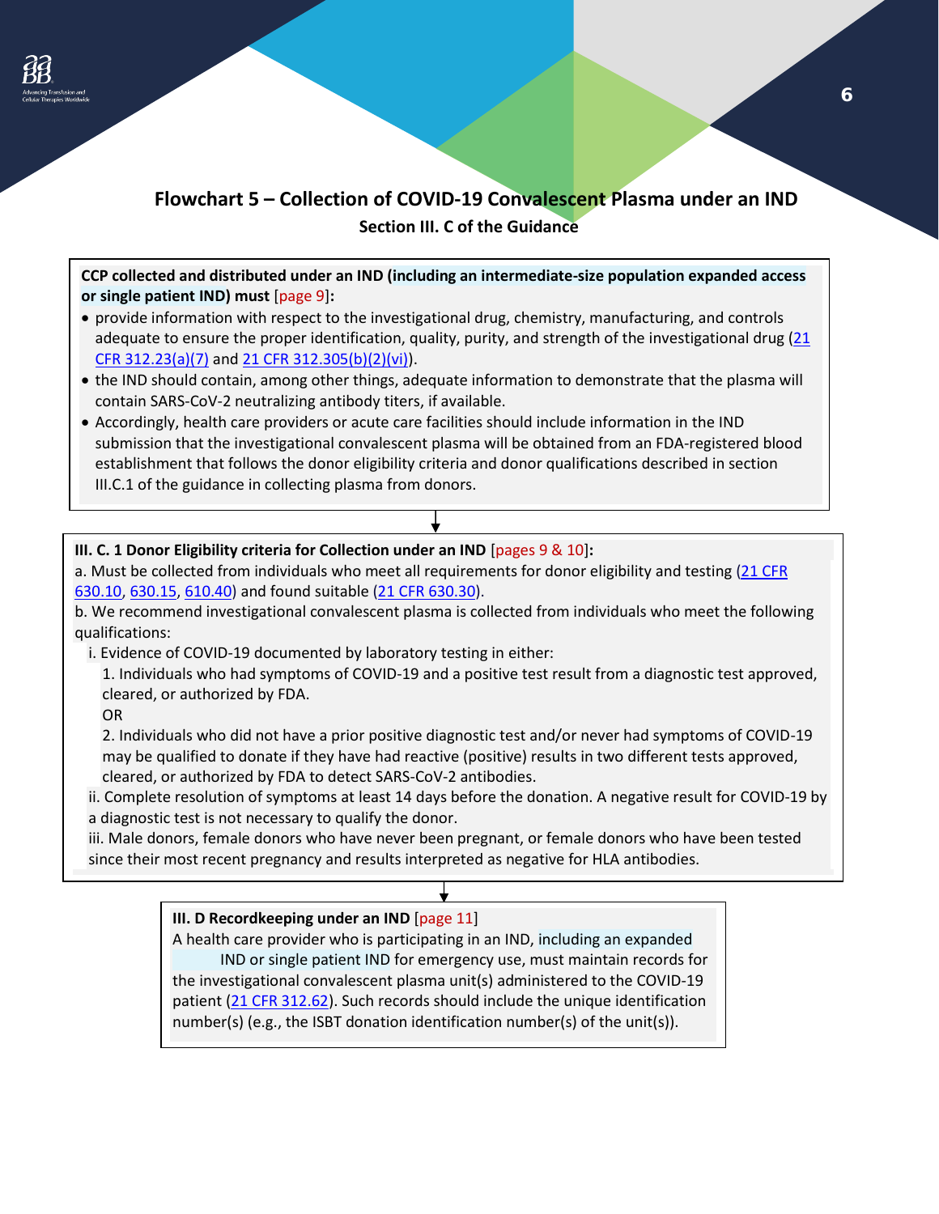## Flowchart 5 – Collection of COVID-19 Convalescent Plasma under an IND

### Section III. C of the Guidance

**CCP collected and distributed under an IND (including an intermediate-size population expanded access or single patient IND) must** [page 9]**:**

- provide information with respect to the investigational drug, chemistry, manufacturing, and controls adequate to ensure the proper identification, quality, purity, and strength of the investigational drug (21 CFR 312.23(a)(7) and 21 CFR 312.305(b)(2)(vi)).
- the IND should contain, among other things, adequate information to demonstrate that the plasma will contain SARS-CoV-2 neutralizing antibody titers, if available.
- Accordingly, health care providers or acute care facilities should include information in the IND submission that the investigational convalescent plasma will be obtained from an FDA-registered blood establishment that follows the donor eligibility criteria and donor qualifications described in section III.C.1 of the guidance in collecting plasma from donors.

↓

**III. C. 1 Donor Eligibility criteria for Collection under an IND** [pages 9 & 10]**:**

a. Must be collected from individuals who meet all requirements for donor eligibility and testing (21 CFR 630.10, 630.15, 610.40) and found suitable (21 CFR 630.30).

b. We recommend investigational convalescent plasma is collected from individuals who meet the following qualifications:

i. Evidence of COVID-19 documented by laboratory testing in either:

1. Individuals who had symptoms of COVID-19 and a positive test result from a diagnostic test approved, cleared, or authorized by FDA.

OR

2. Individuals who did not have a prior positive diagnostic test and/or never had symptoms of COVID-19 may be qualified to donate if they have had reactive (positive) results in two different tests approved, cleared, or authorized by FDA to detect SARS-CoV-2 antibodies.

ii. Complete resolution of symptoms at least 14 days before the donation. A negative result for COVID-19 by a diagnostic test is not necessary to qualify the donor.

iii. Male donors, female donors who have never been pregnant, or female donors who have been tested since their most recent pregnancy and results interpreted as negative for HLA antibodies.

↓

**III. D Recordkeeping under an IND** [page 11]

A health care provider who is participating in an IND, including an expanded IND or single patient IND for emergency use, must maintain records for the investigational convalescent plasma unit(s) administered to the COVID-19 patient (21 CFR 312.62). Such records should include the unique identification number(s) (e.g., the ISBT donation identification number(s) of the unit(s)).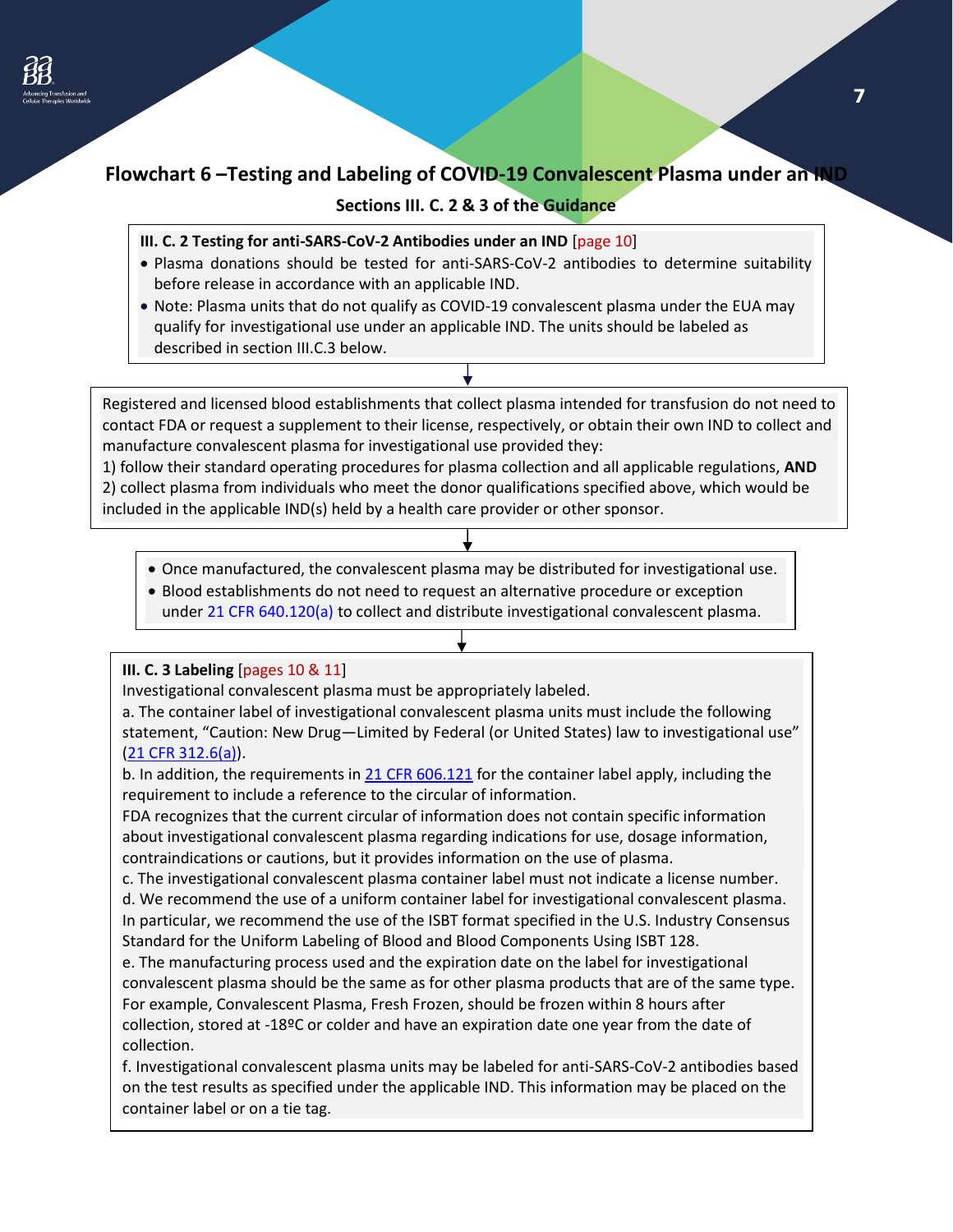## Flowchart 6 –Testing and Labeling of COVID-19 Convalescent Plasma under an IND

### Sections III. C. 2 & 3 of the Guidance

**III. C. 2 Testing for anti-SARS-CoV-2 Antibodies under an IND** [page 10]

- Plasma donations should be tested for anti-SARS-CoV-2 antibodies to determine suitability before release in accordance with an applicable IND.
- Note: Plasma units that do not qualify as COVID-19 convalescent plasma under the EUA may qualify for investigational use under an applicable IND. The units should be labeled as described in section III.C.3 below.

↓

Registered and licensed blood establishments that collect plasma intended for transfusion do not need to contact FDA or request a supplement to their license, respectively, or obtain their own IND to collect and manufacture convalescent plasma for investigational use provided they:
1) follow their standard operating procedures for plasma collection and all applicable regulations, **AND**
2) collect plasma from individuals who meet the donor qualifications specified above, which would be included in the applicable IND(s) held by a health care provider or other sponsor.

↓

- Once manufactured, the convalescent plasma may be distributed for investigational use.
- Blood establishments do not need to request an alternative procedure or exception under 21 CFR 640.120(a) to collect and distribute investigational convalescent plasma.

↓

**III. C. 3 Labeling** [pages 10 & 11]
Investigational convalescent plasma must be appropriately labeled.
a. The container label of investigational convalescent plasma units must include the following statement, "Caution: New Drug—Limited by Federal (or United States) law to investigational use" (21 CFR 312.6(a)).
b. In addition, the requirements in 21 CFR 606.121 for the container label apply, including the requirement to include a reference to the circular of information.
FDA recognizes that the current circular of information does not contain specific information about investigational convalescent plasma regarding indications for use, dosage information, contraindications or cautions, but it provides information on the use of plasma.
c. The investigational convalescent plasma container label must not indicate a license number.
d. We recommend the use of a uniform container label for investigational convalescent plasma. In particular, we recommend the use of the ISBT format specified in the U.S. Industry Consensus Standard for the Uniform Labeling of Blood and Blood Components Using ISBT 128.
e. The manufacturing process used and the expiration date on the label for investigational convalescent plasma should be the same as for other plasma products that are of the same type. For example, Convalescent Plasma, Fresh Frozen, should be frozen within 8 hours after collection, stored at -18ºC or colder and have an expiration date one year from the date of collection.
f. Investigational convalescent plasma units may be labeled for anti-SARS-CoV-2 antibodies based on the test results as specified under the applicable IND. This information may be placed on the container label or on a tie tag.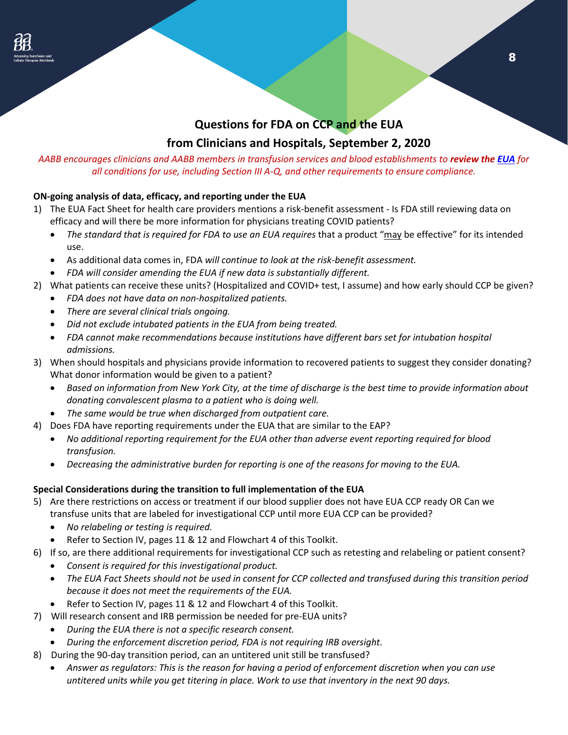## Questions for FDA on CCP and the EUA

## from Clinicians and Hospitals, September 2, 2020

*AABB encourages clinicians and AABB members in transfusion services and blood establishments to* ***review the [EUA](EUA)*** *for all conditions for use, including Section III A-Q, and other requirements to ensure compliance.*

**ON-going analysis of data, efficacy, and reporting under the EUA**

1) The EUA Fact Sheet for health care providers mentions a risk-benefit assessment - Is FDA still reviewing data on efficacy and will there be more information for physicians treating COVID patients?
   - *The standard that is required for FDA to use an EUA requires* that a product "may be effective" for its intended use.
   - As additional data comes in, FDA *will continue to look at the risk-benefit assessment.*
   - *FDA will consider amending the EUA if new data is substantially different.*
2) What patients can receive these units? (Hospitalized and COVID+ test, I assume) and how early should CCP be given?
   - *FDA does not have data on non-hospitalized patients.*
   - *There are several clinical trials ongoing.*
   - *Did not exclude intubated patients in the EUA from being treated.*
   - *FDA cannot make recommendations because institutions have different bars set for intubation hospital admissions.*
3) When should hospitals and physicians provide information to recovered patients to suggest they consider donating? What donor information would be given to a patient?
   - *Based on information from New York City, at the time of discharge is the best time to provide information about donating convalescent plasma to a patient who is doing well.*
   - *The same would be true when discharged from outpatient care.*
4) Does FDA have reporting requirements under the EUA that are similar to the EAP?
   - *No additional reporting requirement for the EUA other than adverse event reporting required for blood transfusion.*
   - *Decreasing the administrative burden for reporting is one of the reasons for moving to the EUA.*

**Special Considerations during the transition to full implementation of the EUA**

5) Are there restrictions on access or treatment if our blood supplier does not have EUA CCP ready OR Can we transfuse units that are labeled for investigational CCP until more EUA CCP can be provided?
   - *No relabeling or testing is required.*
   - Refer to Section IV, pages 11 & 12 and Flowchart 4 of this Toolkit.
6) If so, are there additional requirements for investigational CCP such as retesting and relabeling or patient consent?
   - *Consent is required for this investigational product.*
   - *The EUA Fact Sheets should not be used in consent for CCP collected and transfused during this transition period because it does not meet the requirements of the EUA.*
   - Refer to Section IV, pages 11 & 12 and Flowchart 4 of this Toolkit.
7) Will research consent and IRB permission be needed for pre-EUA units?
   - *During the EUA there is not a specific research consent.*
   - *During the enforcement discretion period, FDA is not requiring IRB oversight*.
8) During the 90-day transition period, can an untitered unit still be transfused?
   - *Answer as regulators: This is the reason for having a period of enforcement discretion when you can use untitered units while you get titering in place. Work to use that inventory in the next 90 days.*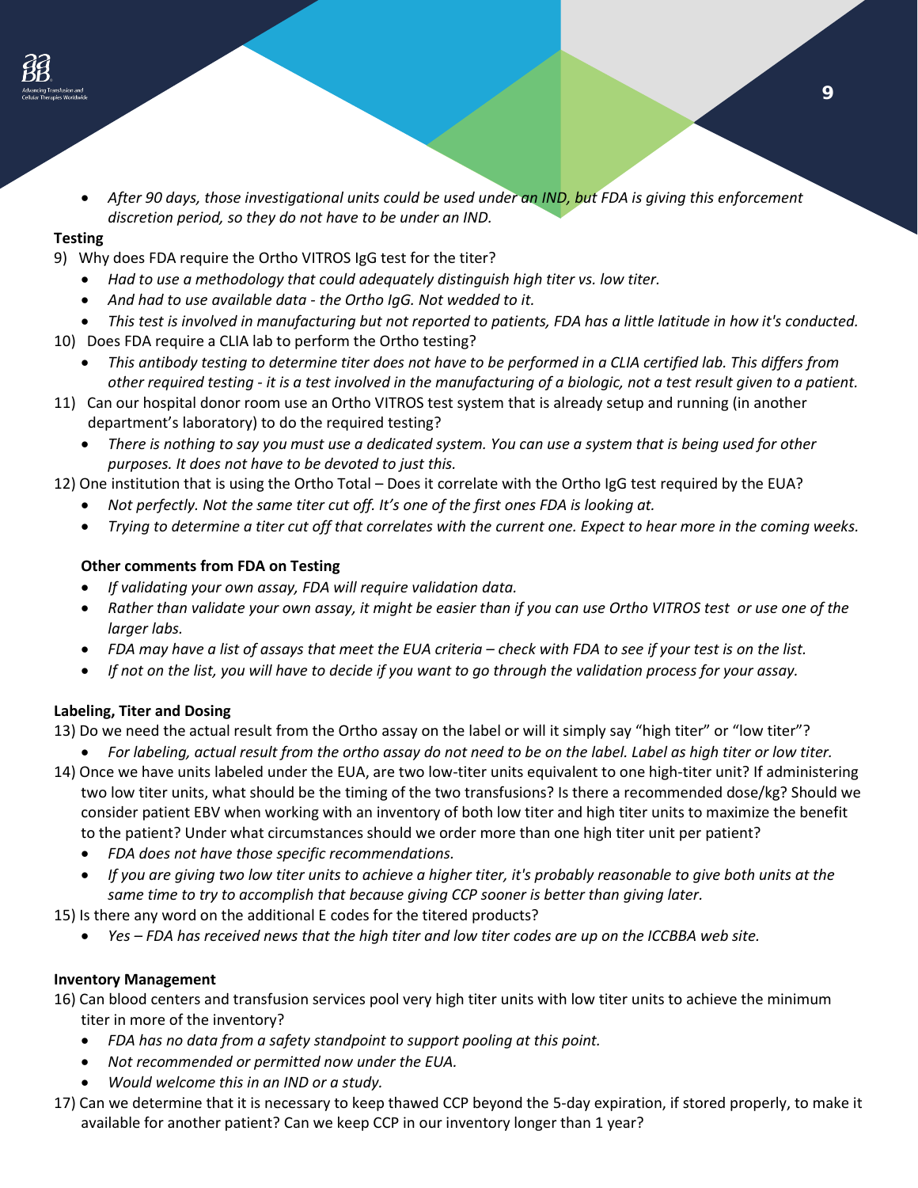- *After 90 days, those investigational units could be used under an IND, but FDA is giving this enforcement discretion period, so they do not have to be under an IND.*

**Testing**

9) Why does FDA require the Ortho VITROS IgG test for the titer?
   - *Had to use a methodology that could adequately distinguish high titer vs. low titer.*
   - *And had to use available data - the Ortho IgG. Not wedded to it.*
   - *This test is involved in manufacturing but not reported to patients, FDA has a little latitude in how it's conducted.*

10) Does FDA require a CLIA lab to perform the Ortho testing?
   - *This antibody testing to determine titer does not have to be performed in a CLIA certified lab. This differs from other required testing - it is a test involved in the manufacturing of a biologic, not a test result given to a patient.*

11) Can our hospital donor room use an Ortho VITROS test system that is already setup and running (in another department's laboratory) to do the required testing?
   - *There is nothing to say you must use a dedicated system. You can use a system that is being used for other purposes. It does not have to be devoted to just this.*

12) One institution that is using the Ortho Total – Does it correlate with the Ortho IgG test required by the EUA?
   - *Not perfectly. Not the same titer cut off. It's one of the first ones FDA is looking at.*
   - *Trying to determine a titer cut off that correlates with the current one. Expect to hear more in the coming weeks.*

**Other comments from FDA on Testing**

- *If validating your own assay, FDA will require validation data.*
- *Rather than validate your own assay, it might be easier than if you can use Ortho VITROS test or use one of the larger labs.*
- *FDA may have a list of assays that meet the EUA criteria – check with FDA to see if your test is on the list.*
- *If not on the list, you will have to decide if you want to go through the validation process for your assay.*

**Labeling, Titer and Dosing**

13) Do we need the actual result from the Ortho assay on the label or will it simply say "high titer" or "low titer"?
   - *For labeling, actual result from the ortho assay do not need to be on the label. Label as high titer or low titer.*

14) Once we have units labeled under the EUA, are two low-titer units equivalent to one high-titer unit? If administering two low titer units, what should be the timing of the two transfusions? Is there a recommended dose/kg? Should we consider patient EBV when working with an inventory of both low titer and high titer units to maximize the benefit to the patient? Under what circumstances should we order more than one high titer unit per patient?
   - *FDA does not have those specific recommendations.*
   - *If you are giving two low titer units to achieve a higher titer, it's probably reasonable to give both units at the same time to try to accomplish that because giving CCP sooner is better than giving later.*

15) Is there any word on the additional E codes for the titered products?
   - *Yes – FDA has received news that the high titer and low titer codes are up on the ICCBBA web site.*

**Inventory Management**

16) Can blood centers and transfusion services pool very high titer units with low titer units to achieve the minimum titer in more of the inventory?
   - *FDA has no data from a safety standpoint to support pooling at this point.*
   - *Not recommended or permitted now under the EUA.*
   - *Would welcome this in an IND or a study.*

17) Can we determine that it is necessary to keep thawed CCP beyond the 5-day expiration, if stored properly, to make it available for another patient? Can we keep CCP in our inventory longer than 1 year?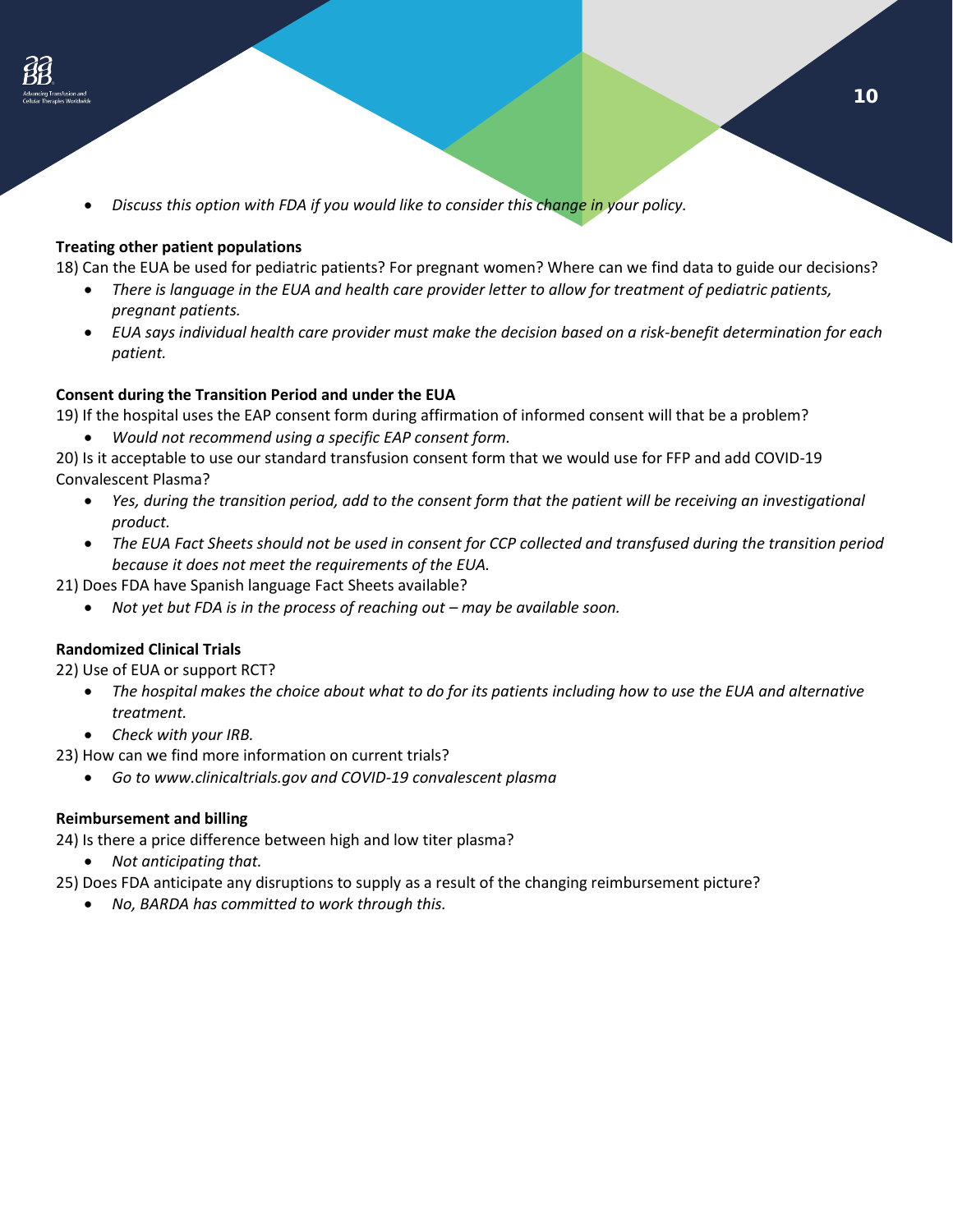- *Discuss this option with FDA if you would like to consider this change in your policy.*

**Treating other patient populations**

18) Can the EUA be used for pediatric patients? For pregnant women? Where can we find data to guide our decisions?

- *There is language in the EUA and health care provider letter to allow for treatment of pediatric patients, pregnant patients.*
- *EUA says individual health care provider must make the decision based on a risk-benefit determination for each patient.*

**Consent during the Transition Period and under the EUA**

19) If the hospital uses the EAP consent form during affirmation of informed consent will that be a problem?

- *Would not recommend using a specific EAP consent form.*

20) Is it acceptable to use our standard transfusion consent form that we would use for FFP and add COVID-19 Convalescent Plasma?

- *Yes, during the transition period, add to the consent form that the patient will be receiving an investigational product.*
- *The EUA Fact Sheets should not be used in consent for CCP collected and transfused during the transition period because it does not meet the requirements of the EUA.*

21) Does FDA have Spanish language Fact Sheets available?

- *Not yet but FDA is in the process of reaching out – may be available soon.*

**Randomized Clinical Trials**

22) Use of EUA or support RCT?

- *The hospital makes the choice about what to do for its patients including how to use the EUA and alternative treatment.*
- *Check with your IRB.*

23) How can we find more information on current trials?

- *Go to www.clinicaltrials.gov and COVID-19 convalescent plasma*

**Reimbursement and billing**

24) Is there a price difference between high and low titer plasma?

- *Not anticipating that.*

25) Does FDA anticipate any disruptions to supply as a result of the changing reimbursement picture?

- *No, BARDA has committed to work through this.*